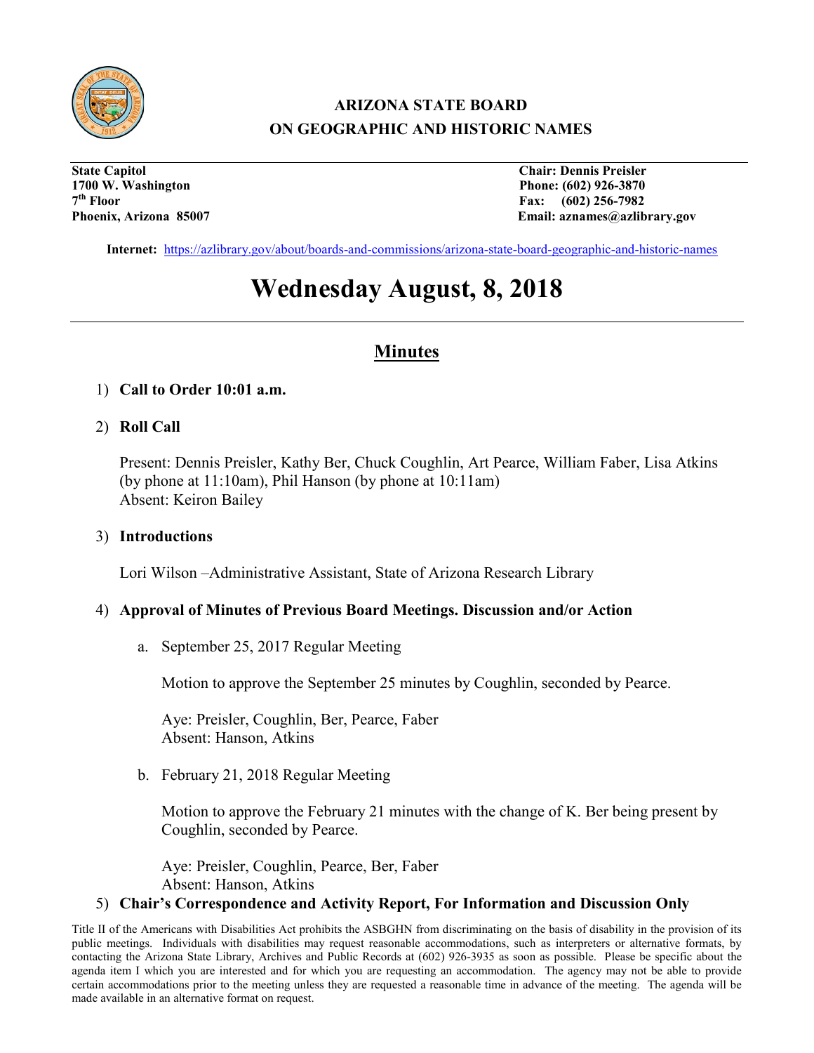## ARIZONA STATE BOARD ON GEOGRAPHIC AND HISTORIC NAMES

**State Capitol**
**1700 W. Washington**
**7th Floor**
**Phoenix, Arizona 85007**

**Chair: Dennis Preisler**
**Phone: (602) 926-3870**
**Fax: (602) 256-7982**
**Email: aznames@azlibrary.gov**

**Internet:** https://azlibrary.gov/about/boards-and-commissions/arizona-state-board-geographic-and-historic-names

# Wednesday August, 8, 2018

## Minutes

1) **Call to Order 10:01 a.m.**

2) **Roll Call**

   Present: Dennis Preisler, Kathy Ber, Chuck Coughlin, Art Pearce, William Faber, Lisa Atkins (by phone at 11:10am), Phil Hanson (by phone at 10:11am)
   Absent: Keiron Bailey

3) **Introductions**

   Lori Wilson –Administrative Assistant, State of Arizona Research Library

4) **Approval of Minutes of Previous Board Meetings. Discussion and/or Action**

   a. September 25, 2017 Regular Meeting

      Motion to approve the September 25 minutes by Coughlin, seconded by Pearce.

      Aye: Preisler, Coughlin, Ber, Pearce, Faber
      Absent: Hanson, Atkins

   b. February 21, 2018 Regular Meeting

      Motion to approve the February 21 minutes with the change of K. Ber being present by Coughlin, seconded by Pearce.

      Aye: Preisler, Coughlin, Pearce, Ber, Faber
      Absent: Hanson, Atkins

5) **Chair's Correspondence and Activity Report, For Information and Discussion Only**

Title II of the Americans with Disabilities Act prohibits the ASBGHN from discriminating on the basis of disability in the provision of its public meetings. Individuals with disabilities may request reasonable accommodations, such as interpreters or alternative formats, by contacting the Arizona State Library, Archives and Public Records at (602) 926-3935 as soon as possible. Please be specific about the agenda item I which you are interested and for which you are requesting an accommodation. The agency may not be able to provide certain accommodations prior to the meeting unless they are requested a reasonable time in advance of the meeting. The agenda will be made available in an alternative format on request.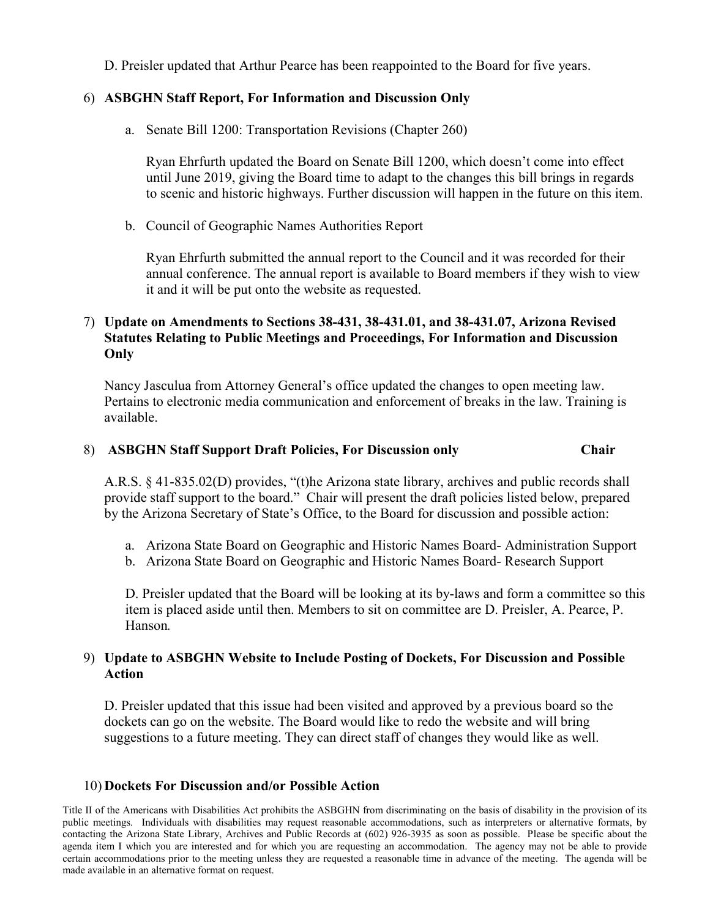D. Preisler updated that Arthur Pearce has been reappointed to the Board for five years.

6) **ASBGHN Staff Report, For Information and Discussion Only**

   a. Senate Bill 1200: Transportation Revisions (Chapter 260)

      Ryan Ehrfurth updated the Board on Senate Bill 1200, which doesn't come into effect until June 2019, giving the Board time to adapt to the changes this bill brings in regards to scenic and historic highways. Further discussion will happen in the future on this item.

   b. Council of Geographic Names Authorities Report

      Ryan Ehrfurth submitted the annual report to the Council and it was recorded for their annual conference. The annual report is available to Board members if they wish to view it and it will be put onto the website as requested.

7) **Update on Amendments to Sections 38-431, 38-431.01, and 38-431.07, Arizona Revised Statutes Relating to Public Meetings and Proceedings, For Information and Discussion Only**

   Nancy Jasculua from Attorney General's office updated the changes to open meeting law. Pertains to electronic media communication and enforcement of breaks in the law. Training is available.

8) **ASBGHN Staff Support Draft Policies, For Discussion only** **Chair**

   A.R.S. § 41-835.02(D) provides, "(t)he Arizona state library, archives and public records shall provide staff support to the board." Chair will present the draft policies listed below, prepared by the Arizona Secretary of State's Office, to the Board for discussion and possible action:

   a. Arizona State Board on Geographic and Historic Names Board- Administration Support
   b. Arizona State Board on Geographic and Historic Names Board- Research Support

   D. Preisler updated that the Board will be looking at its by-laws and form a committee so this item is placed aside until then. Members to sit on committee are D. Preisler, A. Pearce, P. Hanson.

9) **Update to ASBGHN Website to Include Posting of Dockets, For Discussion and Possible Action**

   D. Preisler updated that this issue had been visited and approved by a previous board so the dockets can go on the website. The Board would like to redo the website and will bring suggestions to a future meeting. They can direct staff of changes they would like as well.

10) **Dockets For Discussion and/or Possible Action**

Title II of the Americans with Disabilities Act prohibits the ASBGHN from discriminating on the basis of disability in the provision of its public meetings. Individuals with disabilities may request reasonable accommodations, such as interpreters or alternative formats, by contacting the Arizona State Library, Archives and Public Records at (602) 926-3935 as soon as possible. Please be specific about the agenda item I which you are interested and for which you are requesting an accommodation. The agency may not be able to provide certain accommodations prior to the meeting unless they are requested a reasonable time in advance of the meeting. The agenda will be made available in an alternative format on request.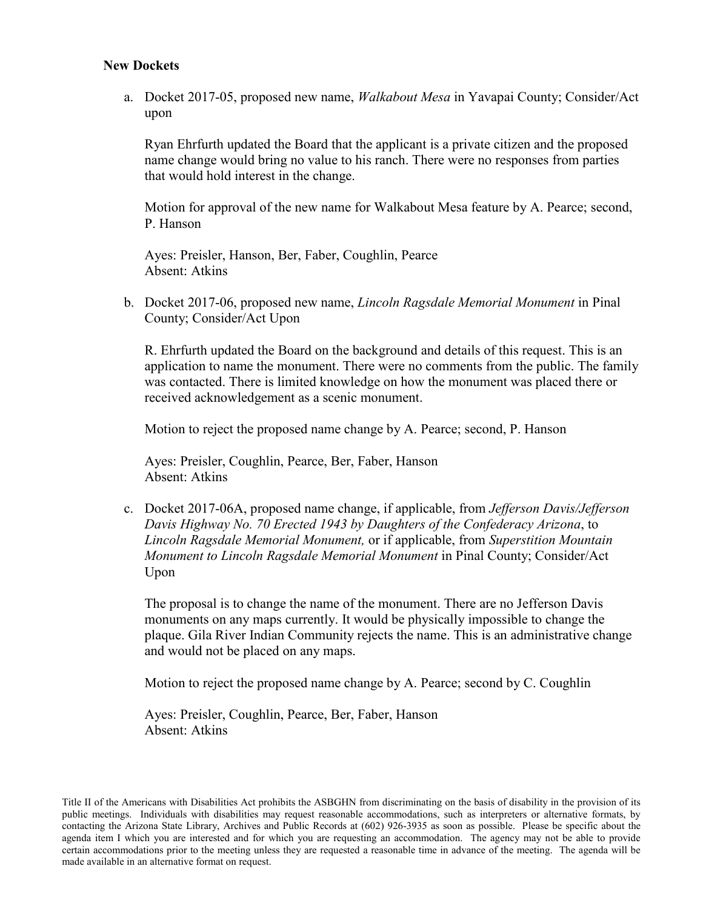**New Dockets**

a. Docket 2017-05, proposed new name, *Walkabout Mesa* in Yavapai County; Consider/Act upon

   Ryan Ehrfurth updated the Board that the applicant is a private citizen and the proposed name change would bring no value to his ranch. There were no responses from parties that would hold interest in the change.

   Motion for approval of the new name for Walkabout Mesa feature by A. Pearce; second, P. Hanson

   Ayes: Preisler, Hanson, Ber, Faber, Coughlin, Pearce
   Absent: Atkins

b. Docket 2017-06, proposed new name, *Lincoln Ragsdale Memorial Monument* in Pinal County; Consider/Act Upon

   R. Ehrfurth updated the Board on the background and details of this request. This is an application to name the monument. There were no comments from the public. The family was contacted. There is limited knowledge on how the monument was placed there or received acknowledgement as a scenic monument.

   Motion to reject the proposed name change by A. Pearce; second, P. Hanson

   Ayes: Preisler, Coughlin, Pearce, Ber, Faber, Hanson
   Absent: Atkins

c. Docket 2017-06A, proposed name change, if applicable, from *Jefferson Davis/Jefferson Davis Highway No. 70 Erected 1943 by Daughters of the Confederacy Arizona*, to *Lincoln Ragsdale Memorial Monument,* or if applicable, from *Superstition Mountain Monument to Lincoln Ragsdale Memorial Monument* in Pinal County; Consider/Act Upon

   The proposal is to change the name of the monument. There are no Jefferson Davis monuments on any maps currently. It would be physically impossible to change the plaque. Gila River Indian Community rejects the name. This is an administrative change and would not be placed on any maps.

   Motion to reject the proposed name change by A. Pearce; second by C. Coughlin

   Ayes: Preisler, Coughlin, Pearce, Ber, Faber, Hanson
   Absent: Atkins

Title II of the Americans with Disabilities Act prohibits the ASBGHN from discriminating on the basis of disability in the provision of its public meetings. Individuals with disabilities may request reasonable accommodations, such as interpreters or alternative formats, by contacting the Arizona State Library, Archives and Public Records at (602) 926-3935 as soon as possible. Please be specific about the agenda item I which you are interested and for which you are requesting an accommodation. The agency may not be able to provide certain accommodations prior to the meeting unless they are requested a reasonable time in advance of the meeting. The agenda will be made available in an alternative format on request.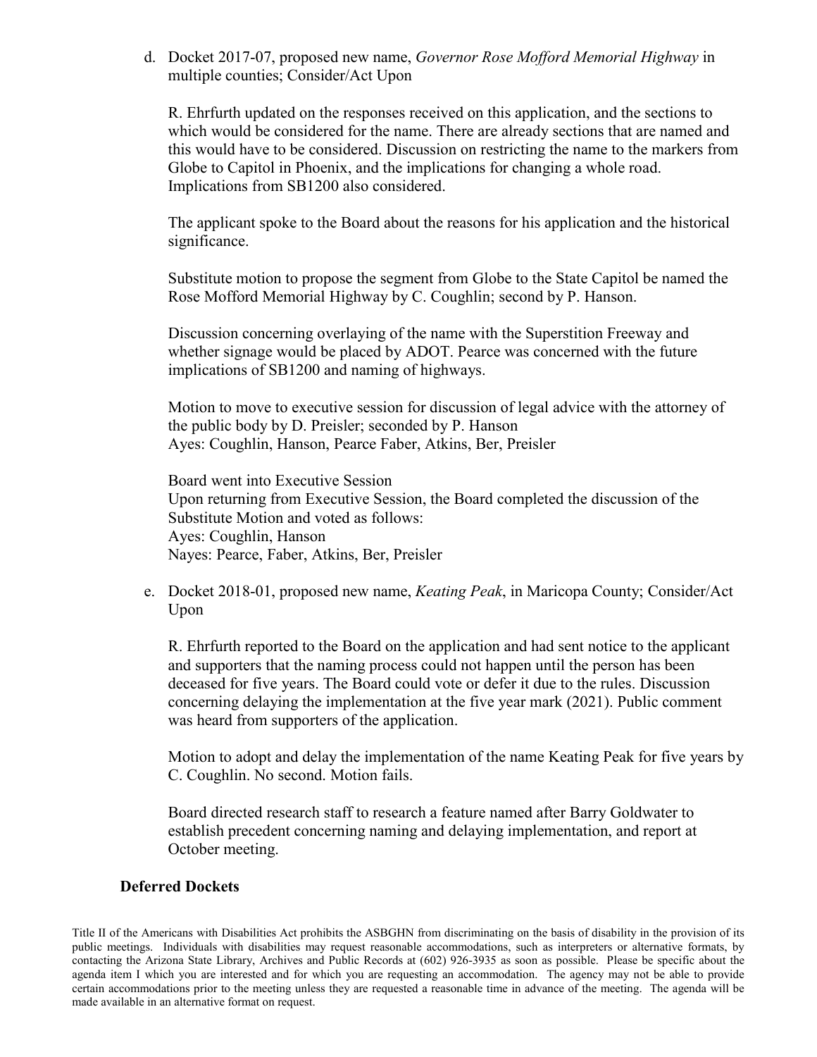d. Docket 2017-07, proposed new name, *Governor Rose Mofford Memorial Highway* in multiple counties; Consider/Act Upon

   R. Ehrfurth updated on the responses received on this application, and the sections to which would be considered for the name. There are already sections that are named and this would have to be considered. Discussion on restricting the name to the markers from Globe to Capitol in Phoenix, and the implications for changing a whole road. Implications from SB1200 also considered.

   The applicant spoke to the Board about the reasons for his application and the historical significance.

   Substitute motion to propose the segment from Globe to the State Capitol be named the Rose Mofford Memorial Highway by C. Coughlin; second by P. Hanson.

   Discussion concerning overlaying of the name with the Superstition Freeway and whether signage would be placed by ADOT. Pearce was concerned with the future implications of SB1200 and naming of highways.

   Motion to move to executive session for discussion of legal advice with the attorney of the public body by D. Preisler; seconded by P. Hanson
   Ayes: Coughlin, Hanson, Pearce Faber, Atkins, Ber, Preisler

   Board went into Executive Session
   Upon returning from Executive Session, the Board completed the discussion of the Substitute Motion and voted as follows:
   Ayes: Coughlin, Hanson
   Nayes: Pearce, Faber, Atkins, Ber, Preisler

e. Docket 2018-01, proposed new name, *Keating Peak*, in Maricopa County; Consider/Act Upon

   R. Ehrfurth reported to the Board on the application and had sent notice to the applicant and supporters that the naming process could not happen until the person has been deceased for five years. The Board could vote or defer it due to the rules. Discussion concerning delaying the implementation at the five year mark (2021). Public comment was heard from supporters of the application.

   Motion to adopt and delay the implementation of the name Keating Peak for five years by C. Coughlin. No second. Motion fails.

   Board directed research staff to research a feature named after Barry Goldwater to establish precedent concerning naming and delaying implementation, and report at October meeting.

**Deferred Dockets**

Title II of the Americans with Disabilities Act prohibits the ASBGHN from discriminating on the basis of disability in the provision of its public meetings. Individuals with disabilities may request reasonable accommodations, such as interpreters or alternative formats, by contacting the Arizona State Library, Archives and Public Records at (602) 926-3935 as soon as possible. Please be specific about the agenda item I which you are interested and for which you are requesting an accommodation. The agency may not be able to provide certain accommodations prior to the meeting unless they are requested a reasonable time in advance of the meeting. The agenda will be made available in an alternative format on request.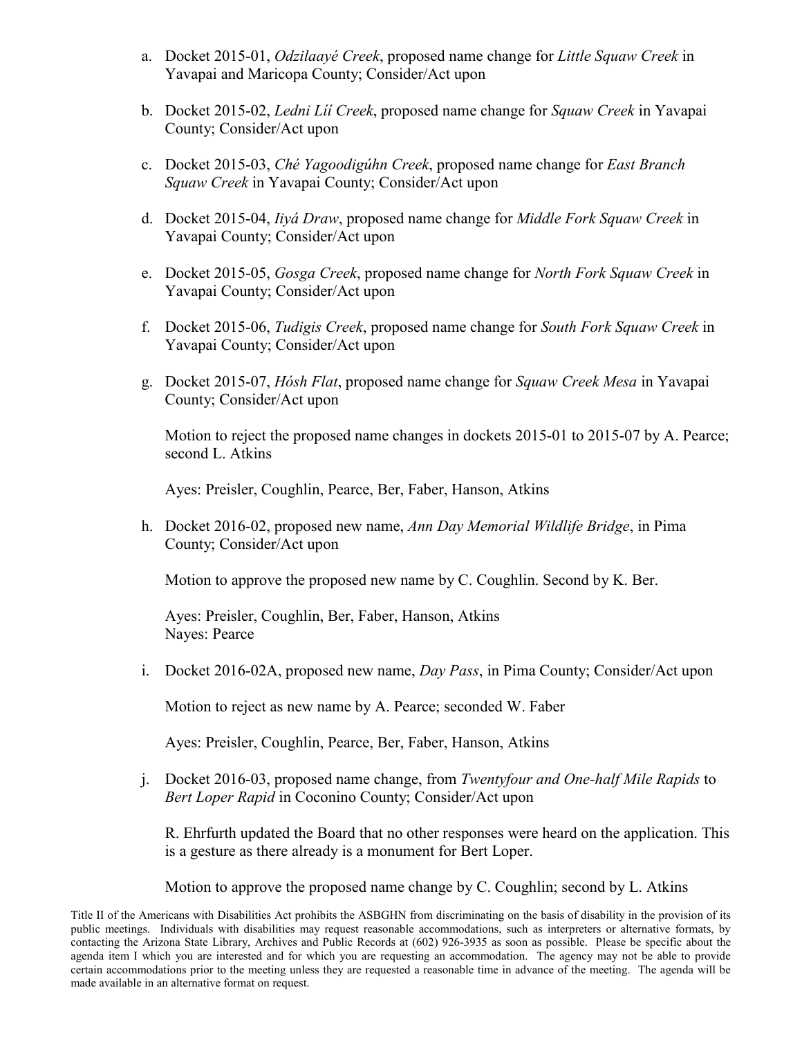a. Docket 2015-01, *Odzilaayé Creek*, proposed name change for *Little Squaw Creek* in Yavapai and Maricopa County; Consider/Act upon

b. Docket 2015-02, *Ledni Líí Creek*, proposed name change for *Squaw Creek* in Yavapai County; Consider/Act upon

c. Docket 2015-03, *Ché Yagoodigúhn Creek*, proposed name change for *East Branch Squaw Creek* in Yavapai County; Consider/Act upon

d. Docket 2015-04, *Iiyá Draw*, proposed name change for *Middle Fork Squaw Creek* in Yavapai County; Consider/Act upon

e. Docket 2015-05, *Gosga Creek*, proposed name change for *North Fork Squaw Creek* in Yavapai County; Consider/Act upon

f. Docket 2015-06, *Tudigis Creek*, proposed name change for *South Fork Squaw Creek* in Yavapai County; Consider/Act upon

g. Docket 2015-07, *Hósh Flat*, proposed name change for *Squaw Creek Mesa* in Yavapai County; Consider/Act upon

   Motion to reject the proposed name changes in dockets 2015-01 to 2015-07 by A. Pearce; second L. Atkins

   Ayes: Preisler, Coughlin, Pearce, Ber, Faber, Hanson, Atkins

h. Docket 2016-02, proposed new name, *Ann Day Memorial Wildlife Bridge*, in Pima County; Consider/Act upon

   Motion to approve the proposed new name by C. Coughlin. Second by K. Ber.

   Ayes: Preisler, Coughlin, Ber, Faber, Hanson, Atkins
   Nayes: Pearce

i. Docket 2016-02A, proposed new name, *Day Pass*, in Pima County; Consider/Act upon

   Motion to reject as new name by A. Pearce; seconded W. Faber

   Ayes: Preisler, Coughlin, Pearce, Ber, Faber, Hanson, Atkins

j. Docket 2016-03, proposed name change, from *Twentyfour and One-half Mile Rapids* to *Bert Loper Rapid* in Coconino County; Consider/Act upon

   R. Ehrfurth updated the Board that no other responses were heard on the application. This is a gesture as there already is a monument for Bert Loper.

   Motion to approve the proposed name change by C. Coughlin; second by L. Atkins

Title II of the Americans with Disabilities Act prohibits the ASBGHN from discriminating on the basis of disability in the provision of its public meetings. Individuals with disabilities may request reasonable accommodations, such as interpreters or alternative formats, by contacting the Arizona State Library, Archives and Public Records at (602) 926-3935 as soon as possible. Please be specific about the agenda item I which you are interested and for which you are requesting an accommodation. The agency may not be able to provide certain accommodations prior to the meeting unless they are requested a reasonable time in advance of the meeting. The agenda will be made available in an alternative format on request.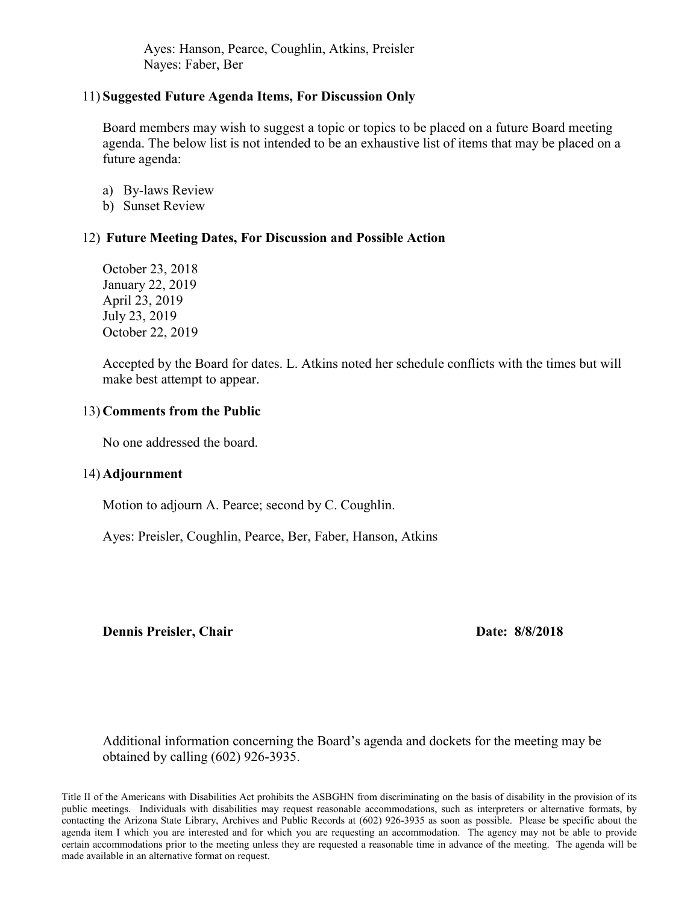Ayes: Hanson, Pearce, Coughlin, Atkins, Preisler
Nayes: Faber, Ber

11) **Suggested Future Agenda Items, For Discussion Only**

Board members may wish to suggest a topic or topics to be placed on a future Board meeting agenda. The below list is not intended to be an exhaustive list of items that may be placed on a future agenda:

a) By-laws Review
b) Sunset Review

12) **Future Meeting Dates, For Discussion and Possible Action**

October 23, 2018
January 22, 2019
April 23, 2019
July 23, 2019
October 22, 2019

Accepted by the Board for dates. L. Atkins noted her schedule conflicts with the times but will make best attempt to appear.

13) **Comments from the Public**

No one addressed the board.

14) **Adjournment**

Motion to adjourn A. Pearce; second by C. Coughlin.

Ayes: Preisler, Coughlin, Pearce, Ber, Faber, Hanson, Atkins

**Dennis Preisler, Chair** **Date: 8/8/2018**

Additional information concerning the Board's agenda and dockets for the meeting may be obtained by calling (602) 926-3935.

Title II of the Americans with Disabilities Act prohibits the ASBGHN from discriminating on the basis of disability in the provision of its public meetings. Individuals with disabilities may request reasonable accommodations, such as interpreters or alternative formats, by contacting the Arizona State Library, Archives and Public Records at (602) 926-3935 as soon as possible. Please be specific about the agenda item I which you are interested and for which you are requesting an accommodation. The agency may not be able to provide certain accommodations prior to the meeting unless they are requested a reasonable time in advance of the meeting. The agenda will be made available in an alternative format on request.